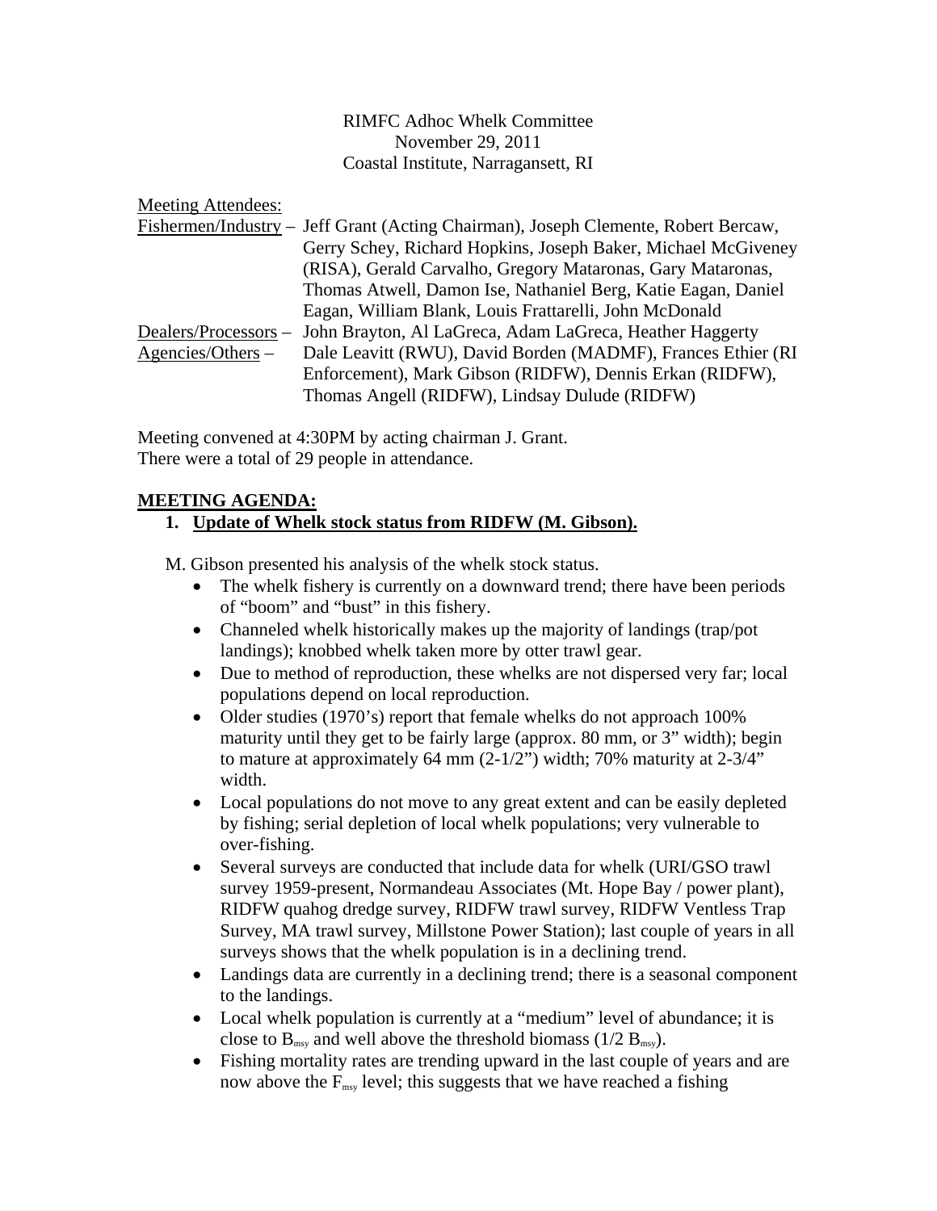RIMFC Adhoc Whelk Committee
November 29, 2011
Coastal Institute, Narragansett, RI

Meeting Attendees:

Fishermen/Industry – Jeff Grant (Acting Chairman), Joseph Clemente, Robert Bercaw, Gerry Schey, Richard Hopkins, Joseph Baker, Michael McGiveney (RISA), Gerald Carvalho, Gregory Mataronas, Gary Mataronas, Thomas Atwell, Damon Ise, Nathaniel Berg, Katie Eagan, Daniel Eagan, William Blank, Louis Frattarelli, John McDonald

Dealers/Processors – John Brayton, Al LaGreca, Adam LaGreca, Heather Haggerty

Agencies/Others – Dale Leavitt (RWU), David Borden (MADMF), Frances Ethier (RI Enforcement), Mark Gibson (RIDFW), Dennis Erkan (RIDFW), Thomas Angell (RIDFW), Lindsay Dulude (RIDFW)

Meeting convened at 4:30PM by acting chairman J. Grant.
There were a total of 29 people in attendance.

**MEETING AGENDA:**

1. **Update of Whelk stock status from RIDFW (M. Gibson).**

M. Gibson presented his analysis of the whelk stock status.

- The whelk fishery is currently on a downward trend; there have been periods of "boom" and "bust" in this fishery.
- Channeled whelk historically makes up the majority of landings (trap/pot landings); knobbed whelk taken more by otter trawl gear.
- Due to method of reproduction, these whelks are not dispersed very far; local populations depend on local reproduction.
- Older studies (1970's) report that female whelks do not approach 100% maturity until they get to be fairly large (approx. 80 mm, or 3" width); begin to mature at approximately 64 mm (2-1/2") width; 70% maturity at 2-3/4" width.
- Local populations do not move to any great extent and can be easily depleted by fishing; serial depletion of local whelk populations; very vulnerable to over-fishing.
- Several surveys are conducted that include data for whelk (URI/GSO trawl survey 1959-present, Normandeau Associates (Mt. Hope Bay / power plant), RIDFW quahog dredge survey, RIDFW trawl survey, RIDFW Ventless Trap Survey, MA trawl survey, Millstone Power Station); last couple of years in all surveys shows that the whelk population is in a declining trend.
- Landings data are currently in a declining trend; there is a seasonal component to the landings.
- Local whelk population is currently at a "medium" level of abundance; it is close to $B_{msy}$ and well above the threshold biomass (1/2 $B_{msy}$).
- Fishing mortality rates are trending upward in the last couple of years and are now above the $F_{msy}$ level; this suggests that we have reached a fishing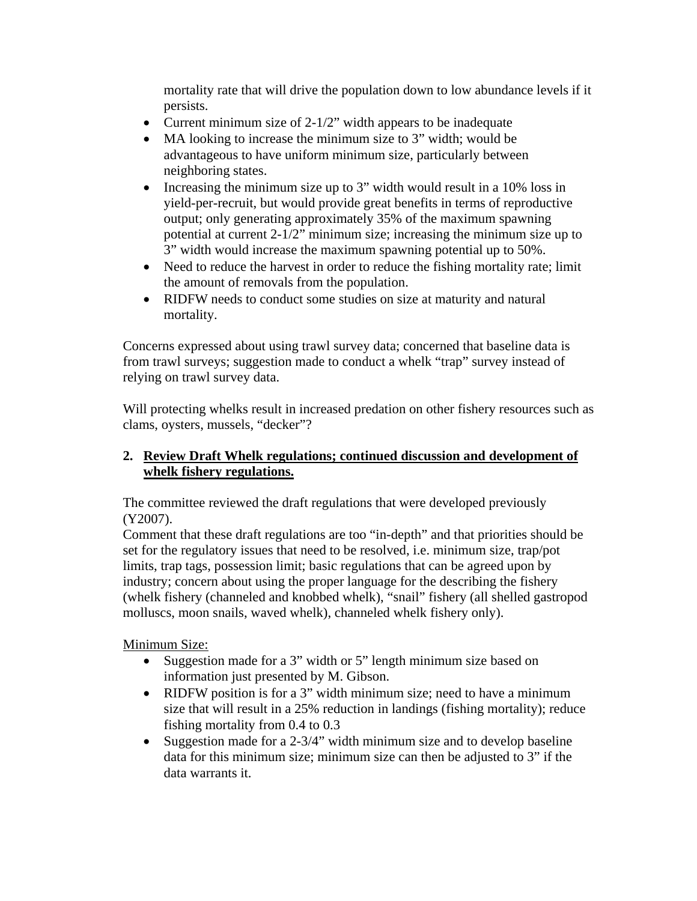mortality rate that will drive the population down to low abundance levels if it persists.

- Current minimum size of 2-1/2" width appears to be inadequate
- MA looking to increase the minimum size to 3" width; would be advantageous to have uniform minimum size, particularly between neighboring states.
- Increasing the minimum size up to 3" width would result in a 10% loss in yield-per-recruit, but would provide great benefits in terms of reproductive output; only generating approximately 35% of the maximum spawning potential at current 2-1/2" minimum size; increasing the minimum size up to 3" width would increase the maximum spawning potential up to 50%.
- Need to reduce the harvest in order to reduce the fishing mortality rate; limit the amount of removals from the population.
- RIDFW needs to conduct some studies on size at maturity and natural mortality.

Concerns expressed about using trawl survey data; concerned that baseline data is from trawl surveys; suggestion made to conduct a whelk "trap" survey instead of relying on trawl survey data.

Will protecting whelks result in increased predation on other fishery resources such as clams, oysters, mussels, "decker"?

## 2. Review Draft Whelk regulations; continued discussion and development of whelk fishery regulations.

The committee reviewed the draft regulations that were developed previously (Y2007).

Comment that these draft regulations are too "in-depth" and that priorities should be set for the regulatory issues that need to be resolved, i.e. minimum size, trap/pot limits, trap tags, possession limit; basic regulations that can be agreed upon by industry; concern about using the proper language for the describing the fishery (whelk fishery (channeled and knobbed whelk), "snail" fishery (all shelled gastropod molluscs, moon snails, waved whelk), channeled whelk fishery only).

Minimum Size:

- Suggestion made for a 3" width or 5" length minimum size based on information just presented by M. Gibson.
- RIDFW position is for a 3" width minimum size; need to have a minimum size that will result in a 25% reduction in landings (fishing mortality); reduce fishing mortality from 0.4 to 0.3
- Suggestion made for a 2-3/4" width minimum size and to develop baseline data for this minimum size; minimum size can then be adjusted to 3" if the data warrants it.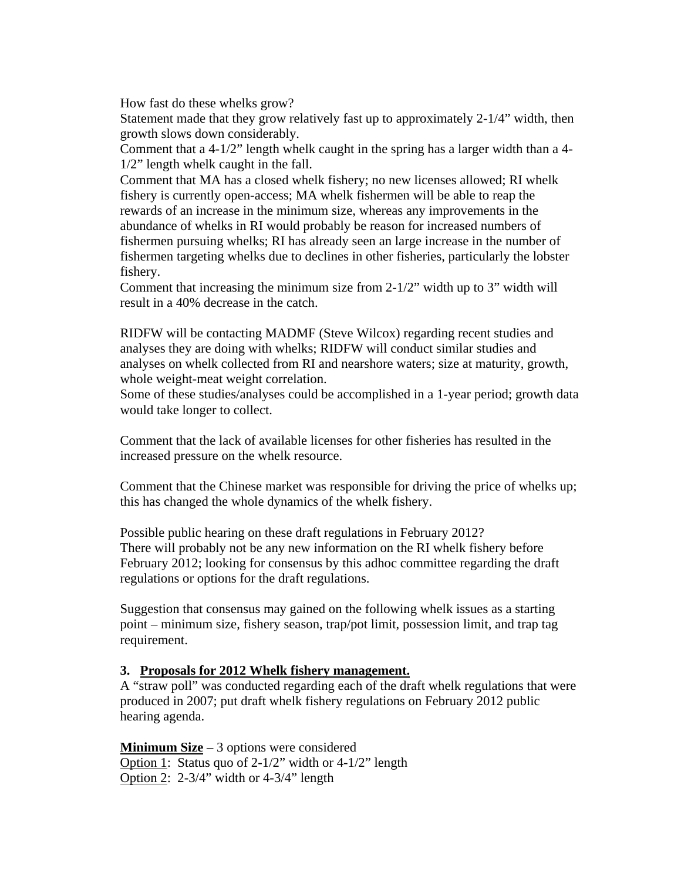How fast do these whelks grow?
Statement made that they grow relatively fast up to approximately 2-1/4" width, then growth slows down considerably.
Comment that a 4-1/2" length whelk caught in the spring has a larger width than a 4-1/2" length whelk caught in the fall.
Comment that MA has a closed whelk fishery; no new licenses allowed; RI whelk fishery is currently open-access; MA whelk fishermen will be able to reap the rewards of an increase in the minimum size, whereas any improvements in the abundance of whelks in RI would probably be reason for increased numbers of fishermen pursuing whelks; RI has already seen an large increase in the number of fishermen targeting whelks due to declines in other fisheries, particularly the lobster fishery.
Comment that increasing the minimum size from 2-1/2" width up to 3" width will result in a 40% decrease in the catch.

RIDFW will be contacting MADMF (Steve Wilcox) regarding recent studies and analyses they are doing with whelks; RIDFW will conduct similar studies and analyses on whelk collected from RI and nearshore waters; size at maturity, growth, whole weight-meat weight correlation.
Some of these studies/analyses could be accomplished in a 1-year period; growth data would take longer to collect.

Comment that the lack of available licenses for other fisheries has resulted in the increased pressure on the whelk resource.

Comment that the Chinese market was responsible for driving the price of whelks up; this has changed the whole dynamics of the whelk fishery.

Possible public hearing on these draft regulations in February 2012?
There will probably not be any new information on the RI whelk fishery before February 2012; looking for consensus by this adhoc committee regarding the draft regulations or options for the draft regulations.

Suggestion that consensus may gained on the following whelk issues as a starting point – minimum size, fishery season, trap/pot limit, possession limit, and trap tag requirement.

**3. <u>Proposals for 2012 Whelk fishery management.</u>**
A "straw poll" was conducted regarding each of the draft whelk regulations that were produced in 2007; put draft whelk fishery regulations on February 2012 public hearing agenda.

**<u>Minimum Size</u>** – 3 options were considered
<u>Option 1</u>: Status quo of 2-1/2" width or 4-1/2" length
<u>Option 2</u>: 2-3/4" width or 4-3/4" length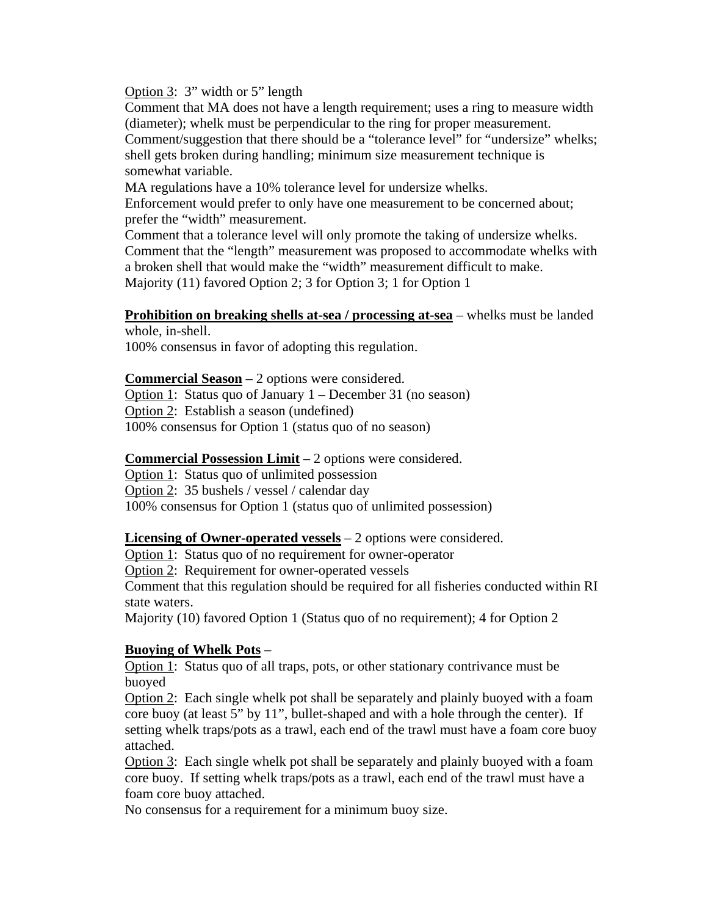Option 3: 3" width or 5" length

Comment that MA does not have a length requirement; uses a ring to measure width (diameter); whelk must be perpendicular to the ring for proper measurement.

Comment/suggestion that there should be a "tolerance level" for "undersize" whelks; shell gets broken during handling; minimum size measurement technique is somewhat variable.

MA regulations have a 10% tolerance level for undersize whelks.

Enforcement would prefer to only have one measurement to be concerned about; prefer the "width" measurement.

Comment that a tolerance level will only promote the taking of undersize whelks.

Comment that the "length" measurement was proposed to accommodate whelks with a broken shell that would make the "width" measurement difficult to make.

Majority (11) favored Option 2; 3 for Option 3; 1 for Option 1

**Prohibition on breaking shells at-sea / processing at-sea** – whelks must be landed whole, in-shell.

100% consensus in favor of adopting this regulation.

**Commercial Season** – 2 options were considered.

Option 1: Status quo of January 1 – December 31 (no season)

Option 2: Establish a season (undefined)

100% consensus for Option 1 (status quo of no season)

**Commercial Possession Limit** – 2 options were considered.

Option 1: Status quo of unlimited possession

Option 2: 35 bushels / vessel / calendar day

100% consensus for Option 1 (status quo of unlimited possession)

**Licensing of Owner-operated vessels** – 2 options were considered.

Option 1: Status quo of no requirement for owner-operator

Option 2: Requirement for owner-operated vessels

Comment that this regulation should be required for all fisheries conducted within RI state waters.

Majority (10) favored Option 1 (Status quo of no requirement); 4 for Option 2

**Buoying of Whelk Pots** –

Option 1: Status quo of all traps, pots, or other stationary contrivance must be buoyed

Option 2: Each single whelk pot shall be separately and plainly buoyed with a foam core buoy (at least 5" by 11", bullet-shaped and with a hole through the center). If setting whelk traps/pots as a trawl, each end of the trawl must have a foam core buoy attached.

Option 3: Each single whelk pot shall be separately and plainly buoyed with a foam core buoy. If setting whelk traps/pots as a trawl, each end of the trawl must have a foam core buoy attached.

No consensus for a requirement for a minimum buoy size.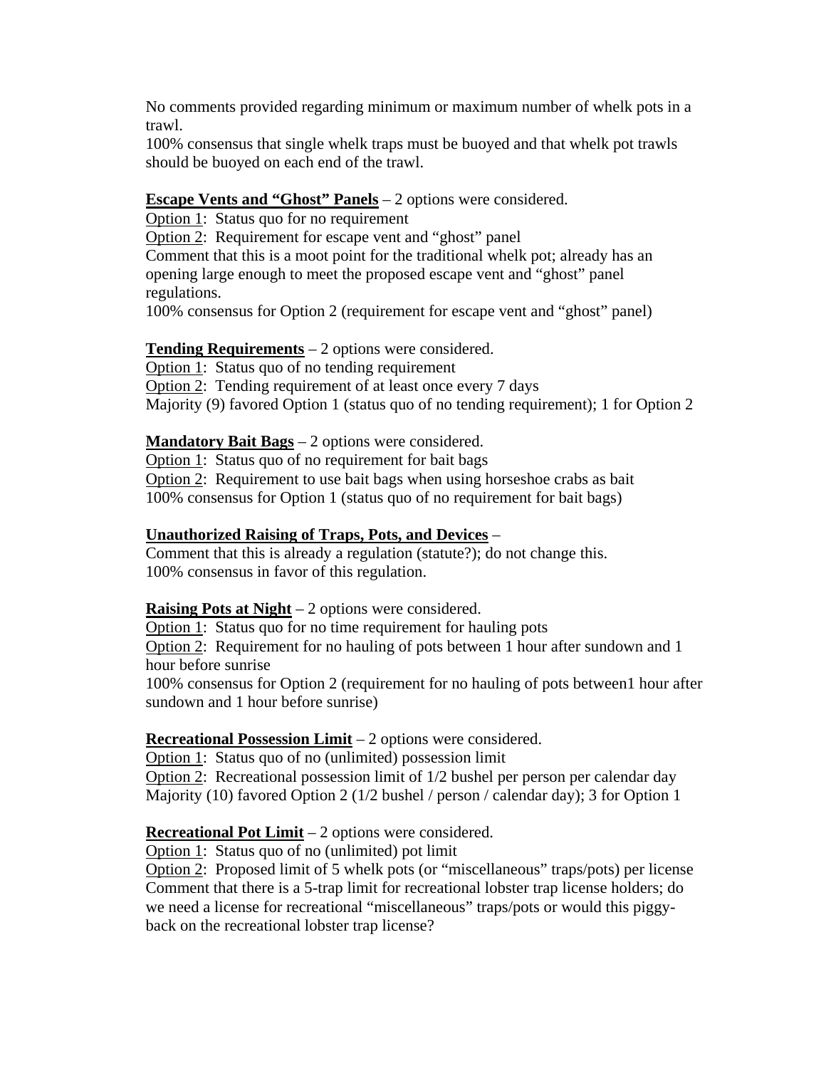No comments provided regarding minimum or maximum number of whelk pots in a trawl.
100% consensus that single whelk traps must be buoyed and that whelk pot trawls should be buoyed on each end of the trawl.

**Escape Vents and "Ghost" Panels** – 2 options were considered.
Option 1: Status quo for no requirement
Option 2: Requirement for escape vent and "ghost" panel
Comment that this is a moot point for the traditional whelk pot; already has an opening large enough to meet the proposed escape vent and "ghost" panel regulations.
100% consensus for Option 2 (requirement for escape vent and "ghost" panel)

**Tending Requirements** – 2 options were considered.
Option 1: Status quo of no tending requirement
Option 2: Tending requirement of at least once every 7 days
Majority (9) favored Option 1 (status quo of no tending requirement); 1 for Option 2

**Mandatory Bait Bags** – 2 options were considered.
Option 1: Status quo of no requirement for bait bags
Option 2: Requirement to use bait bags when using horseshoe crabs as bait
100% consensus for Option 1 (status quo of no requirement for bait bags)

**Unauthorized Raising of Traps, Pots, and Devices** –
Comment that this is already a regulation (statute?); do not change this.
100% consensus in favor of this regulation.

**Raising Pots at Night** – 2 options were considered.
Option 1: Status quo for no time requirement for hauling pots
Option 2: Requirement for no hauling of pots between 1 hour after sundown and 1 hour before sunrise
100% consensus for Option 2 (requirement for no hauling of pots between1 hour after sundown and 1 hour before sunrise)

**Recreational Possession Limit** – 2 options were considered.
Option 1: Status quo of no (unlimited) possession limit
Option 2: Recreational possession limit of 1/2 bushel per person per calendar day
Majority (10) favored Option 2 (1/2 bushel / person / calendar day); 3 for Option 1

**Recreational Pot Limit** – 2 options were considered.
Option 1: Status quo of no (unlimited) pot limit
Option 2: Proposed limit of 5 whelk pots (or "miscellaneous" traps/pots) per license
Comment that there is a 5-trap limit for recreational lobster trap license holders; do we need a license for recreational "miscellaneous" traps/pots or would this piggy-back on the recreational lobster trap license?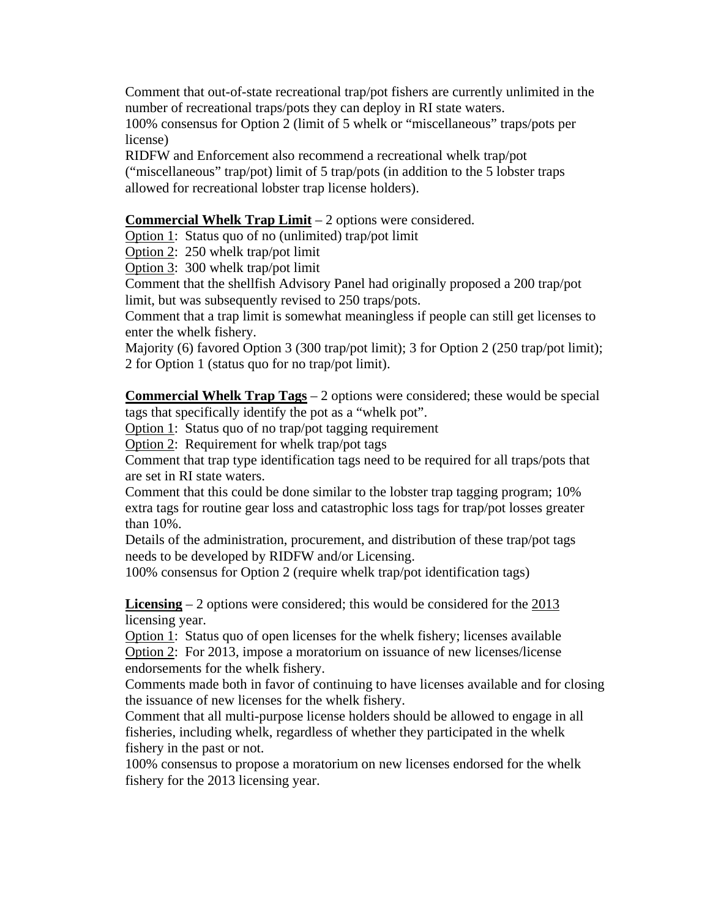Comment that out-of-state recreational trap/pot fishers are currently unlimited in the number of recreational traps/pots they can deploy in RI state waters.
100% consensus for Option 2 (limit of 5 whelk or "miscellaneous" traps/pots per license)
RIDFW and Enforcement also recommend a recreational whelk trap/pot ("miscellaneous" trap/pot) limit of 5 trap/pots (in addition to the 5 lobster traps allowed for recreational lobster trap license holders).

**Commercial Whelk Trap Limit** – 2 options were considered.
Option 1: Status quo of no (unlimited) trap/pot limit
Option 2: 250 whelk trap/pot limit
Option 3: 300 whelk trap/pot limit
Comment that the shellfish Advisory Panel had originally proposed a 200 trap/pot limit, but was subsequently revised to 250 traps/pots.
Comment that a trap limit is somewhat meaningless if people can still get licenses to enter the whelk fishery.
Majority (6) favored Option 3 (300 trap/pot limit); 3 for Option 2 (250 trap/pot limit); 2 for Option 1 (status quo for no trap/pot limit).

**Commercial Whelk Trap Tags** – 2 options were considered; these would be special tags that specifically identify the pot as a "whelk pot".
Option 1: Status quo of no trap/pot tagging requirement
Option 2: Requirement for whelk trap/pot tags
Comment that trap type identification tags need to be required for all traps/pots that are set in RI state waters.
Comment that this could be done similar to the lobster trap tagging program; 10% extra tags for routine gear loss and catastrophic loss tags for trap/pot losses greater than 10%.
Details of the administration, procurement, and distribution of these trap/pot tags needs to be developed by RIDFW and/or Licensing.
100% consensus for Option 2 (require whelk trap/pot identification tags)

**Licensing** – 2 options were considered; this would be considered for the 2013 licensing year.
Option 1: Status quo of open licenses for the whelk fishery; licenses available
Option 2: For 2013, impose a moratorium on issuance of new licenses/license endorsements for the whelk fishery.
Comments made both in favor of continuing to have licenses available and for closing the issuance of new licenses for the whelk fishery.
Comment that all multi-purpose license holders should be allowed to engage in all fisheries, including whelk, regardless of whether they participated in the whelk fishery in the past or not.
100% consensus to propose a moratorium on new licenses endorsed for the whelk fishery for the 2013 licensing year.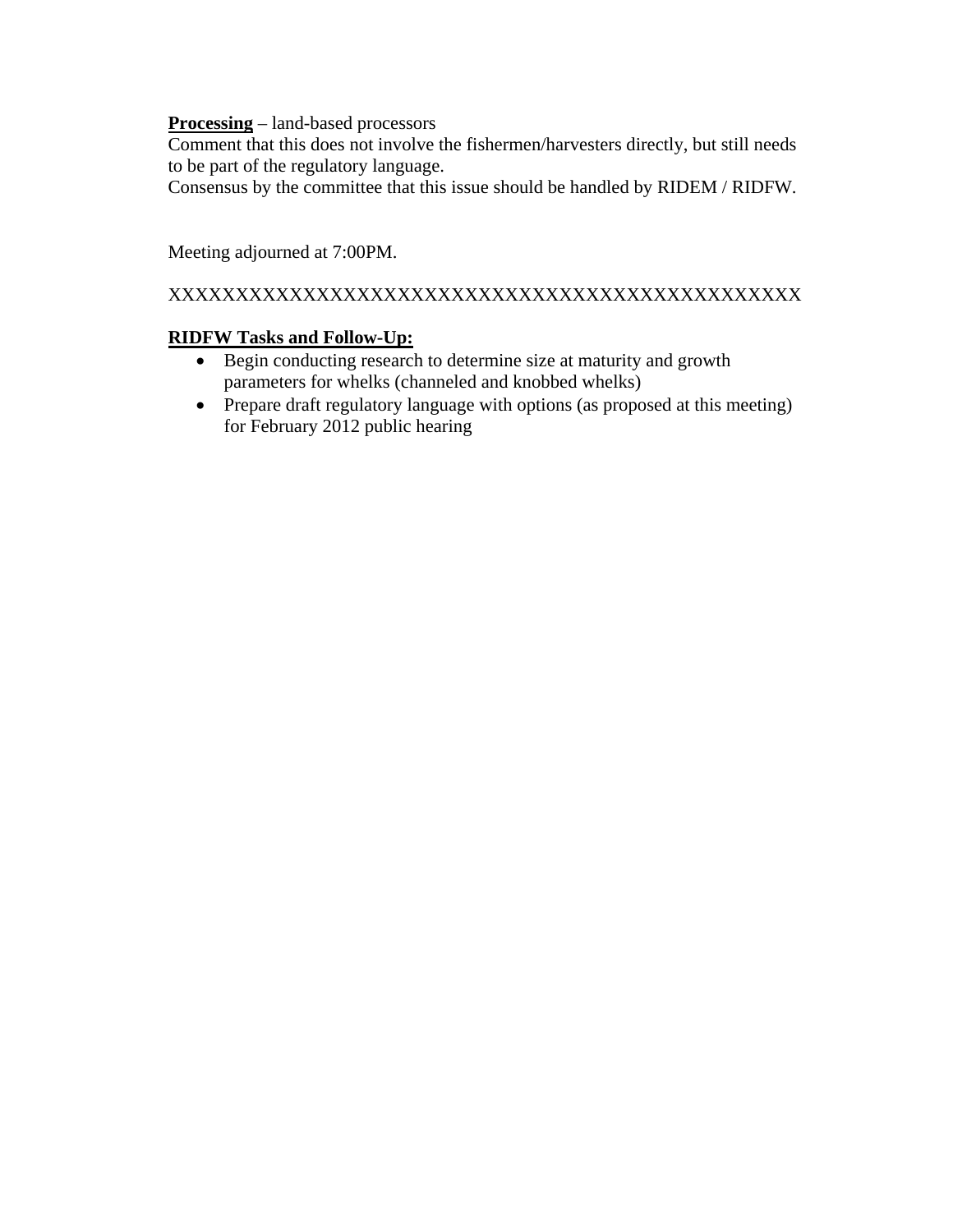**Processing** – land-based processors
Comment that this does not involve the fishermen/harvesters directly, but still needs to be part of the regulatory language.
Consensus by the committee that this issue should be handled by RIDEM / RIDFW.

Meeting adjourned at 7:00PM.

XXXXXXXXXXXXXXXXXXXXXXXXXXXXXXXXXXXXXXXXXXXXXX

**RIDFW Tasks and Follow-Up:**

- Begin conducting research to determine size at maturity and growth parameters for whelks (channeled and knobbed whelks)
- Prepare draft regulatory language with options (as proposed at this meeting) for February 2012 public hearing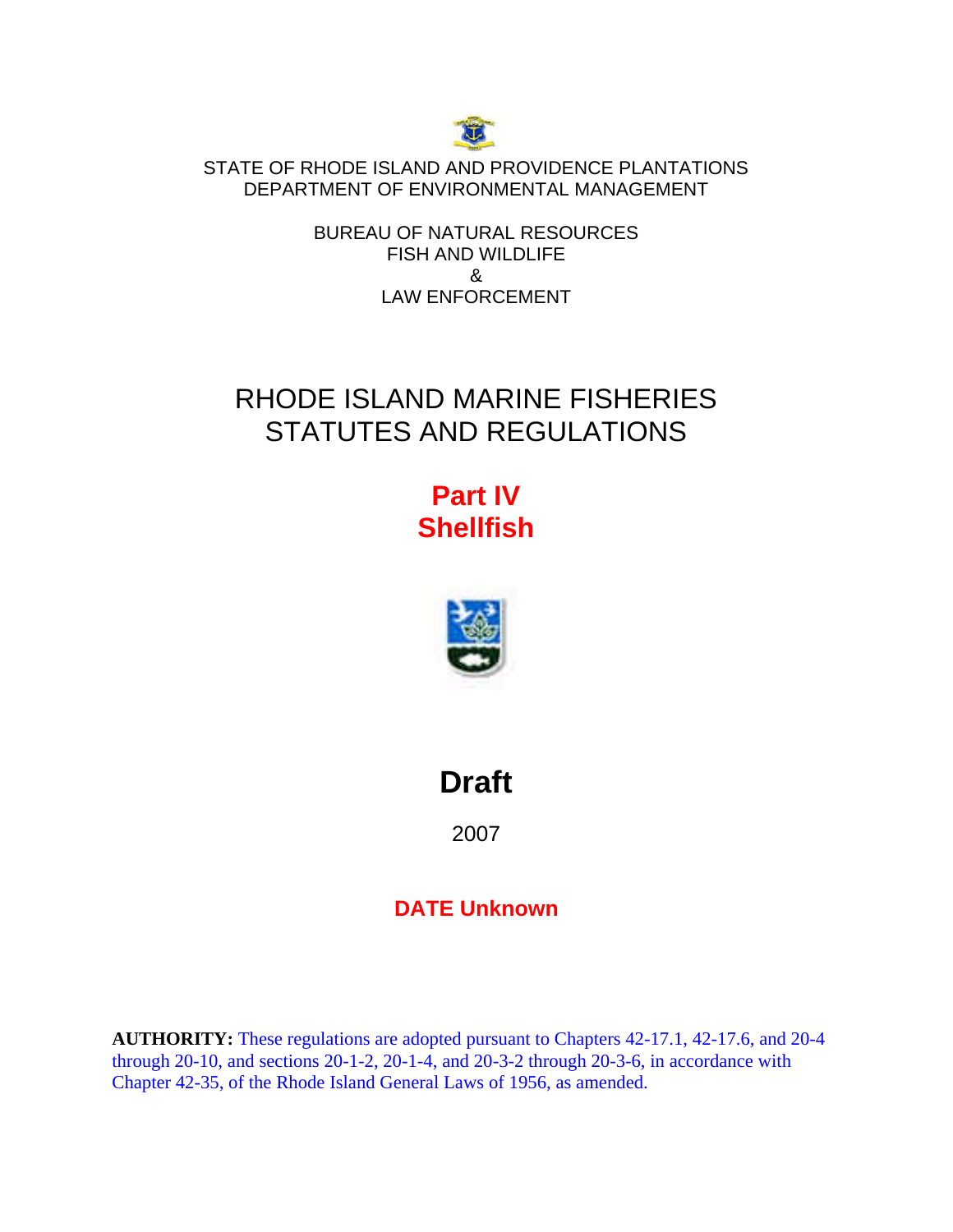STATE OF RHODE ISLAND AND PROVIDENCE PLANTATIONS
DEPARTMENT OF ENVIRONMENTAL MANAGEMENT

BUREAU OF NATURAL RESOURCES
FISH AND WILDLIFE
&
LAW ENFORCEMENT

# RHODE ISLAND MARINE FISHERIES STATUTES AND REGULATIONS

## Part IV
## Shellfish

# Draft

2007

**DATE Unknown**

**AUTHORITY:** These regulations are adopted pursuant to Chapters 42-17.1, 42-17.6, and 20-4 through 20-10, and sections 20-1-2, 20-1-4, and 20-3-2 through 20-3-6, in accordance with Chapter 42-35, of the Rhode Island General Laws of 1956, as amended.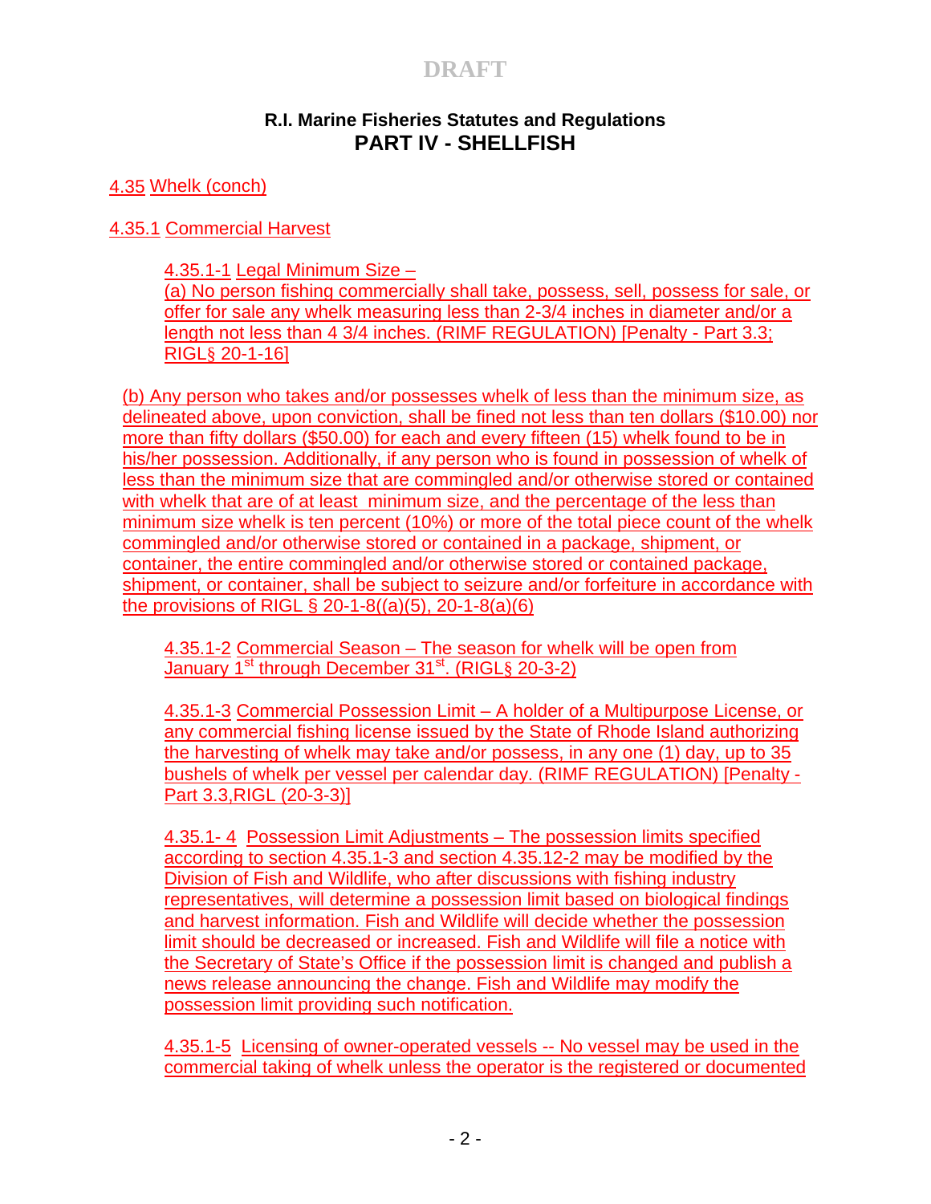DRAFT

**R.I. Marine Fisheries Statutes and Regulations**
## PART IV - SHELLFISH

4.35 Whelk (conch)

4.35.1 Commercial Harvest

4.35.1-1 Legal Minimum Size –
(a) No person fishing commercially shall take, possess, sell, possess for sale, or offer for sale any whelk measuring less than 2-3/4 inches in diameter and/or a length not less than 4 3/4 inches. (RIMF REGULATION) [Penalty - Part 3.3; RIGL§ 20-1-16]

(b) Any person who takes and/or possesses whelk of less than the minimum size, as delineated above, upon conviction, shall be fined not less than ten dollars ($10.00) nor more than fifty dollars ($50.00) for each and every fifteen (15) whelk found to be in his/her possession. Additionally, if any person who is found in possession of whelk of less than the minimum size that are commingled and/or otherwise stored or contained with whelk that are of at least minimum size, and the percentage of the less than minimum size whelk is ten percent (10%) or more of the total piece count of the whelk commingled and/or otherwise stored or contained in a package, shipment, or container, the entire commingled and/or otherwise stored or contained package, shipment, or container, shall be subject to seizure and/or forfeiture in accordance with the provisions of RIGL § 20-1-8((a)(5), 20-1-8(a)(6)

4.35.1-2 Commercial Season – The season for whelk will be open from January 1st through December 31st. (RIGL§ 20-3-2)

4.35.1-3 Commercial Possession Limit – A holder of a Multipurpose License, or any commercial fishing license issued by the State of Rhode Island authorizing the harvesting of whelk may take and/or possess, in any one (1) day, up to 35 bushels of whelk per vessel per calendar day. (RIMF REGULATION) [Penalty - Part 3.3,RIGL (20-3-3)]

4.35.1- 4 Possession Limit Adjustments – The possession limits specified according to section 4.35.1-3 and section 4.35.12-2 may be modified by the Division of Fish and Wildlife, who after discussions with fishing industry representatives, will determine a possession limit based on biological findings and harvest information. Fish and Wildlife will decide whether the possession limit should be decreased or increased. Fish and Wildlife will file a notice with the Secretary of State's Office if the possession limit is changed and publish a news release announcing the change. Fish and Wildlife may modify the possession limit providing such notification.

4.35.1-5 Licensing of owner-operated vessels -- No vessel may be used in the commercial taking of whelk unless the operator is the registered or documented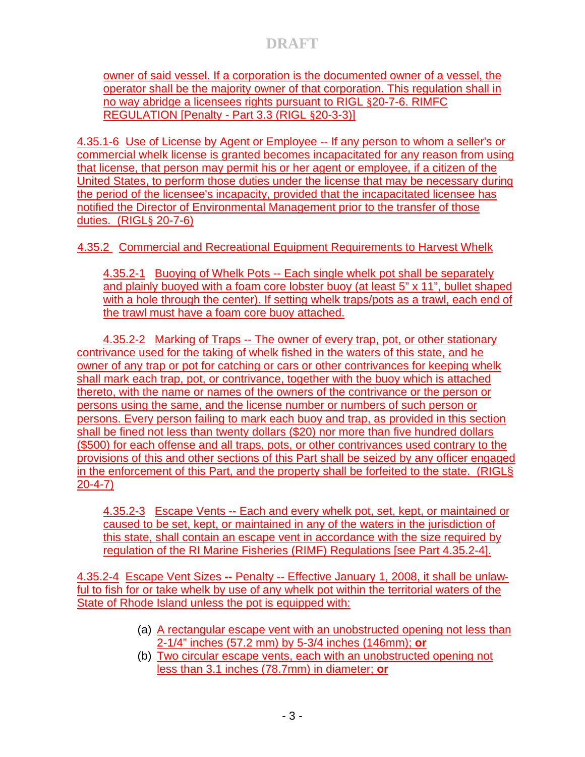owner of said vessel. If a corporation is the documented owner of a vessel, the operator shall be the majority owner of that corporation. This regulation shall in no way abridge a licensees rights pursuant to RIGL §20-7-6. RIMFC REGULATION [Penalty - Part 3.3 (RIGL §20-3-3)]

4.35.1-6 Use of License by Agent or Employee -- If any person to whom a seller's or commercial whelk license is granted becomes incapacitated for any reason from using that license, that person may permit his or her agent or employee, if a citizen of the United States, to perform those duties under the license that may be necessary during the period of the licensee's incapacity, provided that the incapacitated licensee has notified the Director of Environmental Management prior to the transfer of those duties. (RIGL§ 20-7-6)

4.35.2 Commercial and Recreational Equipment Requirements to Harvest Whelk

4.35.2-1 Buoying of Whelk Pots -- Each single whelk pot shall be separately and plainly buoyed with a foam core lobster buoy (at least 5" x 11", bullet shaped with a hole through the center). If setting whelk traps/pots as a trawl, each end of the trawl must have a foam core buoy attached.

4.35.2-2 Marking of Traps -- The owner of every trap, pot, or other stationary contrivance used for the taking of whelk fished in the waters of this state, and he owner of any trap or pot for catching or cars or other contrivances for keeping whelk shall mark each trap, pot, or contrivance, together with the buoy which is attached thereto, with the name or names of the owners of the contrivance or the person or persons using the same, and the license number or numbers of such person or persons. Every person failing to mark each buoy and trap, as provided in this section shall be fined not less than twenty dollars ($20) nor more than five hundred dollars ($500) for each offense and all traps, pots, or other contrivances used contrary to the provisions of this and other sections of this Part shall be seized by any officer engaged in the enforcement of this Part, and the property shall be forfeited to the state. (RIGL§ 20-4-7)

4.35.2-3 Escape Vents -- Each and every whelk pot, set, kept, or maintained or caused to be set, kept, or maintained in any of the waters in the jurisdiction of this state, shall contain an escape vent in accordance with the size required by regulation of the RI Marine Fisheries (RIMF) Regulations [see Part 4.35.2-4].

4.35.2-4 Escape Vent Sizes **--** Penalty -- Effective January 1, 2008, it shall be unlawful to fish for or take whelk by use of any whelk pot within the territorial waters of the State of Rhode Island unless the pot is equipped with:

(a) A rectangular escape vent with an unobstructed opening not less than 2-1/4" inches (57.2 mm) by 5-3/4 inches (146mm); **or**
(b) Two circular escape vents, each with an unobstructed opening not less than 3.1 inches (78.7mm) in diameter; **or**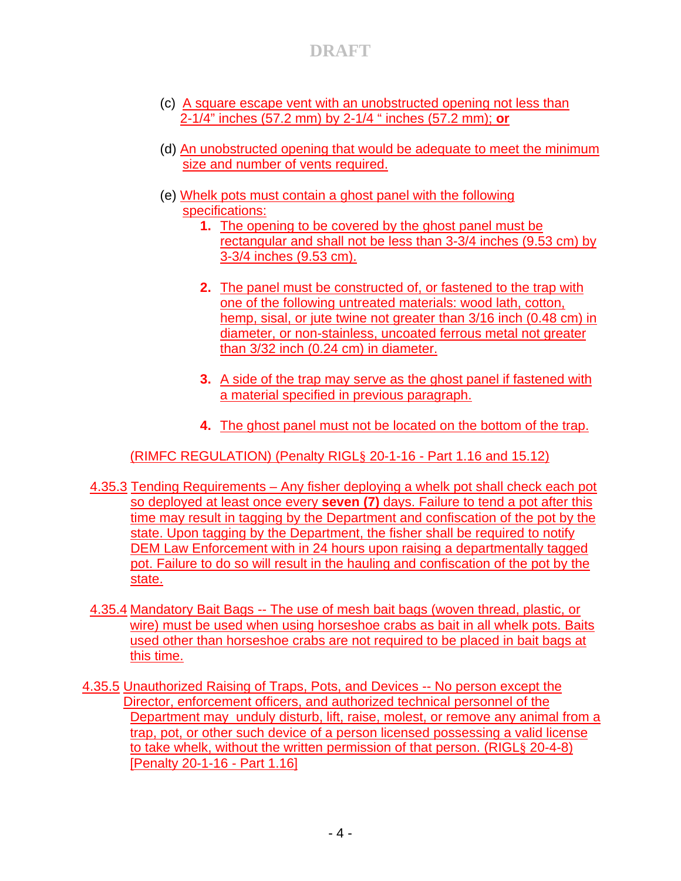(c) A square escape vent with an unobstructed opening not less than 2-1/4" inches (57.2 mm) by 2-1/4 " inches (57.2 mm); **or**

(d) An unobstructed opening that would be adequate to meet the minimum size and number of vents required.

(e) Whelk pots must contain a ghost panel with the following specifications:

1. The opening to be covered by the ghost panel must be rectangular and shall not be less than 3-3/4 inches (9.53 cm) by 3-3/4 inches (9.53 cm).

2. The panel must be constructed of, or fastened to the trap with one of the following untreated materials: wood lath, cotton, hemp, sisal, or jute twine not greater than 3/16 inch (0.48 cm) in diameter, or non-stainless, uncoated ferrous metal not greater than 3/32 inch (0.24 cm) in diameter.

3. A side of the trap may serve as the ghost panel if fastened with a material specified in previous paragraph.

4. The ghost panel must not be located on the bottom of the trap.

(RIMFC REGULATION) (Penalty RIGL§ 20-1-16 - Part 1.16 and 15.12)

4.35.3 Tending Requirements – Any fisher deploying a whelk pot shall check each pot so deployed at least once every **seven (7)** days. Failure to tend a pot after this time may result in tagging by the Department and confiscation of the pot by the state. Upon tagging by the Department, the fisher shall be required to notify DEM Law Enforcement with in 24 hours upon raising a departmentally tagged pot. Failure to do so will result in the hauling and confiscation of the pot by the state.

4.35.4 Mandatory Bait Bags -- The use of mesh bait bags (woven thread, plastic, or wire) must be used when using horseshoe crabs as bait in all whelk pots. Baits used other than horseshoe crabs are not required to be placed in bait bags at this time.

4.35.5 Unauthorized Raising of Traps, Pots, and Devices -- No person except the Director, enforcement officers, and authorized technical personnel of the Department may unduly disturb, lift, raise, molest, or remove any animal from a trap, pot, or other such device of a person licensed possessing a valid license to take whelk, without the written permission of that person. (RIGL§ 20-4-8) [Penalty 20-1-16 - Part 1.16]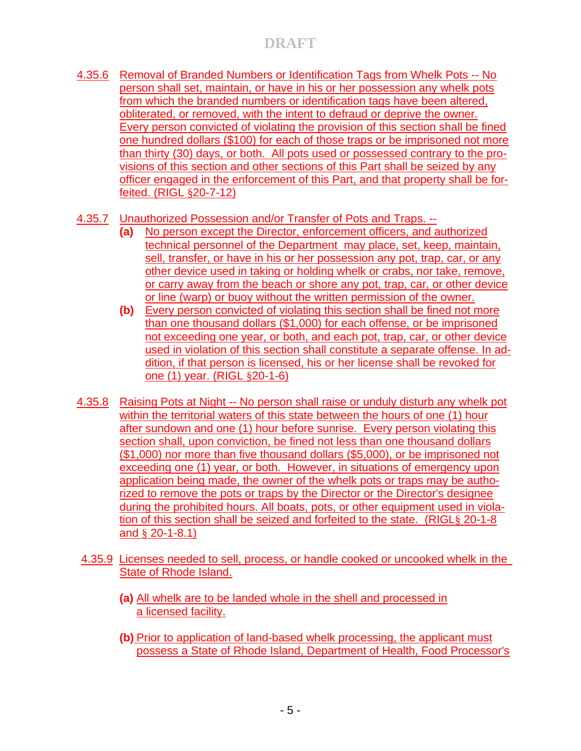4.35.6 Removal of Branded Numbers or Identification Tags from Whelk Pots -- No person shall set, maintain, or have in his or her possession any whelk pots from which the branded numbers or identification tags have been altered, obliterated, or removed, with the intent to defraud or deprive the owner. Every person convicted of violating the provision of this section shall be fined one hundred dollars ($100) for each of those traps or be imprisoned not more than thirty (30) days, or both. All pots used or possessed contrary to the provisions of this section and other sections of this Part shall be seized by any officer engaged in the enforcement of this Part, and that property shall be forfeited. (RIGL §20-7-12)

4.35.7 Unauthorized Possession and/or Transfer of Pots and Traps. --

- **(a)** No person except the Director, enforcement officers, and authorized technical personnel of the Department may place, set, keep, maintain, sell, transfer, or have in his or her possession any pot, trap, car, or any other device used in taking or holding whelk or crabs, nor take, remove, or carry away from the beach or shore any pot, trap, car, or other device or line (warp) or buoy without the written permission of the owner.
- **(b)** Every person convicted of violating this section shall be fined not more than one thousand dollars ($1,000) for each offense, or be imprisoned not exceeding one year, or both, and each pot, trap, car, or other device used in violation of this section shall constitute a separate offense. In addition, if that person is licensed, his or her license shall be revoked for one (1) year. (RIGL §20-1-6)

4.35.8 Raising Pots at Night -- No person shall raise or unduly disturb any whelk pot within the territorial waters of this state between the hours of one (1) hour after sundown and one (1) hour before sunrise. Every person violating this section shall, upon conviction, be fined not less than one thousand dollars ($1,000) nor more than five thousand dollars ($5,000), or be imprisoned not exceeding one (1) year, or both. However, in situations of emergency upon application being made, the owner of the whelk pots or traps may be authorized to remove the pots or traps by the Director or the Director's designee during the prohibited hours. All boats, pots, or other equipment used in violation of this section shall be seized and forfeited to the state. (RIGL§ 20-1-8 and § 20-1-8.1)

4.35.9 Licenses needed to sell, process, or handle cooked or uncooked whelk in the State of Rhode Island.

- **(a)** All whelk are to be landed whole in the shell and processed in a licensed facility.
- **(b)** Prior to application of land-based whelk processing, the applicant must possess a State of Rhode Island, Department of Health, Food Processor's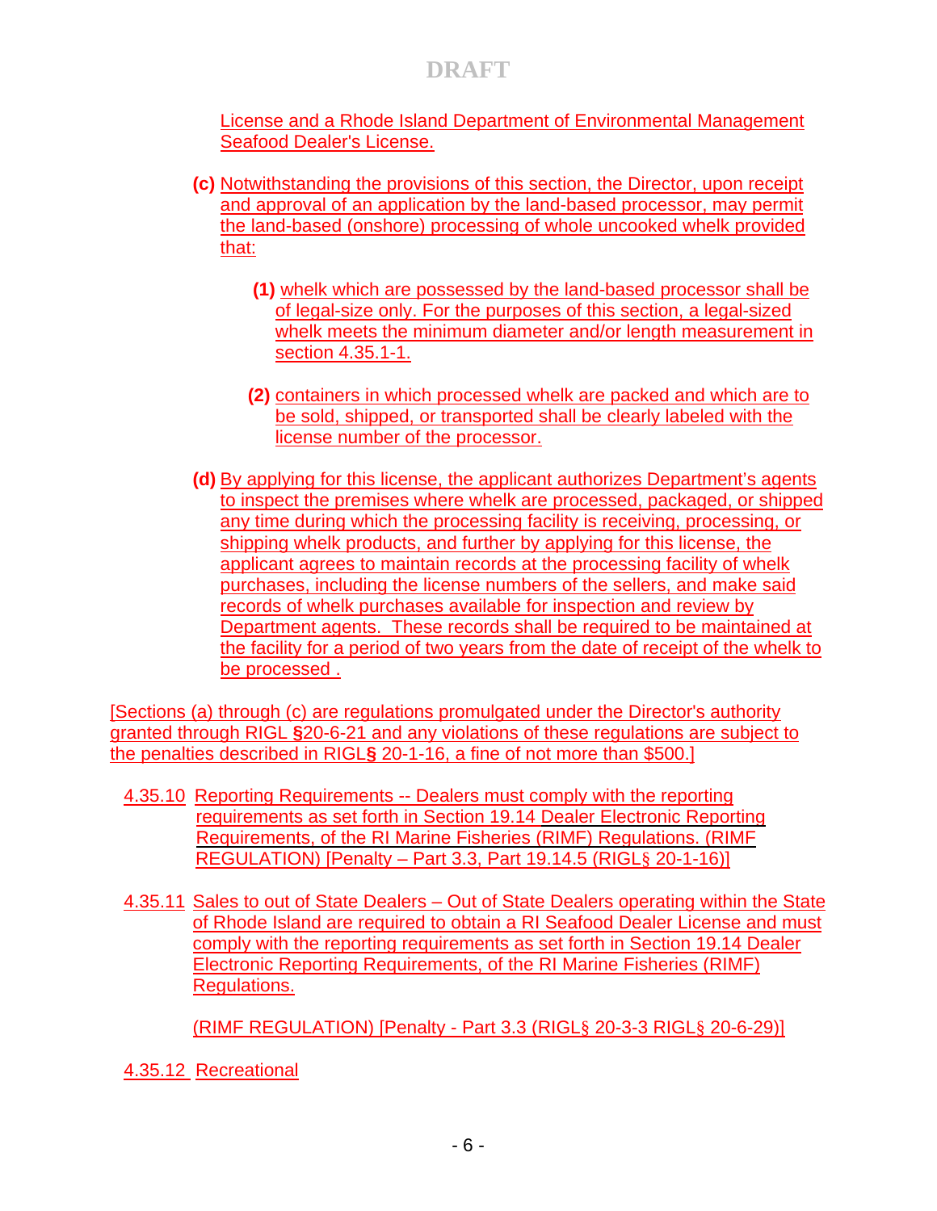License and a Rhode Island Department of Environmental Management Seafood Dealer's License.

**(c)** Notwithstanding the provisions of this section, the Director, upon receipt and approval of an application by the land-based processor, may permit the land-based (onshore) processing of whole uncooked whelk provided that:

**(1)** whelk which are possessed by the land-based processor shall be of legal-size only. For the purposes of this section, a legal-sized whelk meets the minimum diameter and/or length measurement in section 4.35.1-1.

**(2)** containers in which processed whelk are packed and which are to be sold, shipped, or transported shall be clearly labeled with the license number of the processor.

**(d)** By applying for this license, the applicant authorizes Department's agents to inspect the premises where whelk are processed, packaged, or shipped any time during which the processing facility is receiving, processing, or shipping whelk products, and further by applying for this license, the applicant agrees to maintain records at the processing facility of whelk purchases, including the license numbers of the sellers, and make said records of whelk purchases available for inspection and review by Department agents. These records shall be required to be maintained at the facility for a period of two years from the date of receipt of the whelk to be processed .

[Sections (a) through (c) are regulations promulgated under the Director's authority granted through RIGL **§**20-6-21 and any violations of these regulations are subject to the penalties described in RIGL**§** 20-1-16, a fine of not more than $500.]

4.35.10 Reporting Requirements -- Dealers must comply with the reporting requirements as set forth in Section 19.14 Dealer Electronic Reporting Requirements, of the RI Marine Fisheries (RIMF) Regulations. (RIMF REGULATION) [Penalty – Part 3.3, Part 19.14.5 (RIGL§ 20-1-16)]

4.35.11 Sales to out of State Dealers – Out of State Dealers operating within the State of Rhode Island are required to obtain a RI Seafood Dealer License and must comply with the reporting requirements as set forth in Section 19.14 Dealer Electronic Reporting Requirements, of the RI Marine Fisheries (RIMF) Regulations.

(RIMF REGULATION) [Penalty - Part 3.3 (RIGL§ 20-3-3 RIGL§ 20-6-29)]

4.35.12 Recreational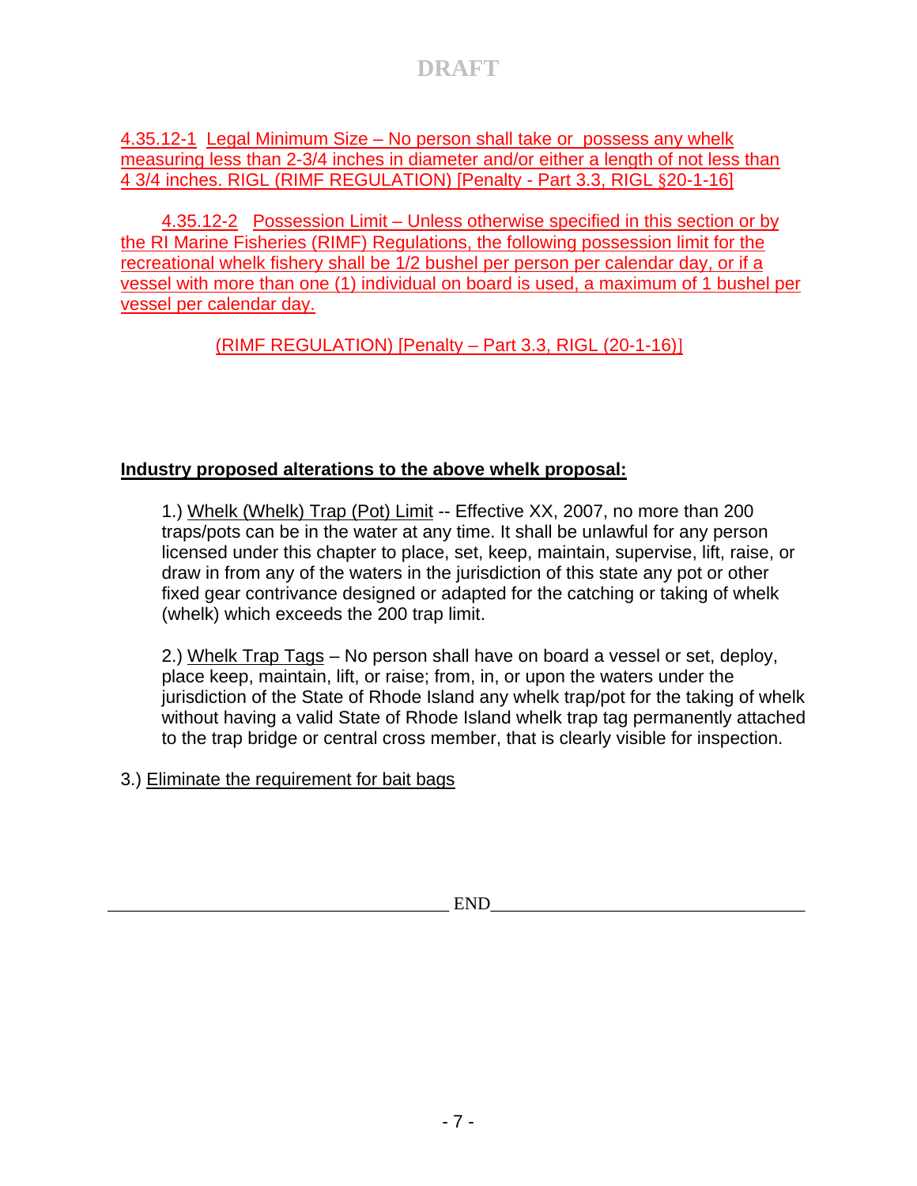DRAFT

4.35.12-1 Legal Minimum Size – No person shall take or possess any whelk measuring less than 2-3/4 inches in diameter and/or either a length of not less than 4 3/4 inches. RIGL (RIMF REGULATION) [Penalty - Part 3.3, RIGL §20-1-16]

4.35.12-2 Possession Limit – Unless otherwise specified in this section or by the RI Marine Fisheries (RIMF) Regulations, the following possession limit for the recreational whelk fishery shall be 1/2 bushel per person per calendar day, or if a vessel with more than one (1) individual on board is used, a maximum of 1 bushel per vessel per calendar day.

(RIMF REGULATION) [Penalty – Part 3.3, RIGL (20-1-16)]

**Industry proposed alterations to the above whelk proposal:**

1.) Whelk (Whelk) Trap (Pot) Limit -- Effective XX, 2007, no more than 200 traps/pots can be in the water at any time. It shall be unlawful for any person licensed under this chapter to place, set, keep, maintain, supervise, lift, raise, or draw in from any of the waters in the jurisdiction of this state any pot or other fixed gear contrivance designed or adapted for the catching or taking of whelk (whelk) which exceeds the 200 trap limit.

2.) Whelk Trap Tags – No person shall have on board a vessel or set, deploy, place keep, maintain, lift, or raise; from, in, or upon the waters under the jurisdiction of the State of Rhode Island any whelk trap/pot for the taking of whelk without having a valid State of Rhode Island whelk trap tag permanently attached to the trap bridge or central cross member, that is clearly visible for inspection.

3.) Eliminate the requirement for bait bags

END